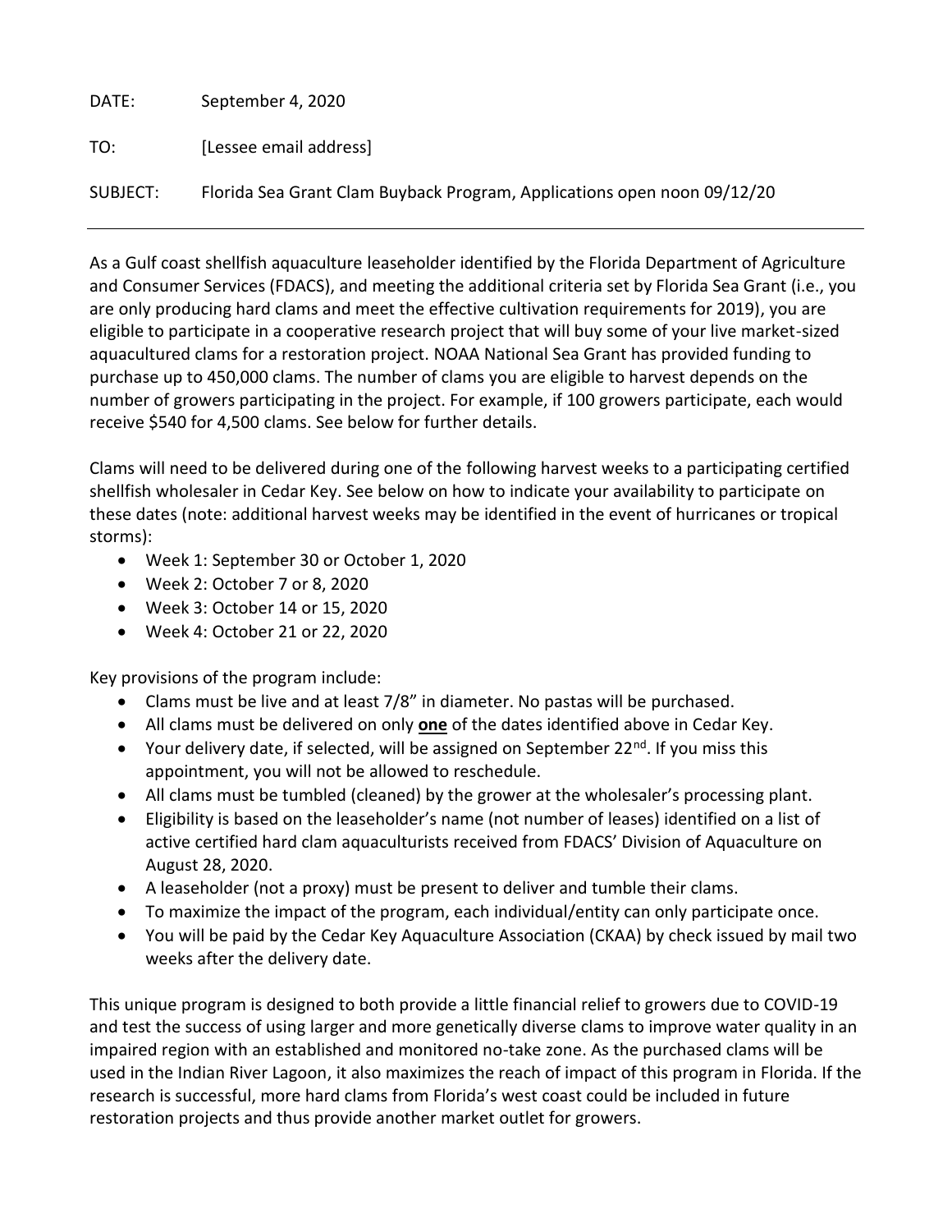DATE: September 4, 2020

TO: [Lessee email address]

SUBJECT: Florida Sea Grant Clam Buyback Program, Applications open noon 09/12/20

---

As a Gulf coast shellfish aquaculture leaseholder identified by the Florida Department of Agriculture and Consumer Services (FDACS), and meeting the additional criteria set by Florida Sea Grant (i.e., you are only producing hard clams and meet the effective cultivation requirements for 2019), you are eligible to participate in a cooperative research project that will buy some of your live market-sized aquacultured clams for a restoration project. NOAA National Sea Grant has provided funding to purchase up to 450,000 clams. The number of clams you are eligible to harvest depends on the number of growers participating in the project. For example, if 100 growers participate, each would receive $540 for 4,500 clams. See below for further details.

Clams will need to be delivered during one of the following harvest weeks to a participating certified shellfish wholesaler in Cedar Key. See below on how to indicate your availability to participate on these dates (note: additional harvest weeks may be identified in the event of hurricanes or tropical storms):

- Week 1: September 30 or October 1, 2020
- Week 2: October 7 or 8, 2020
- Week 3: October 14 or 15, 2020
- Week 4: October 21 or 22, 2020

Key provisions of the program include:

- Clams must be live and at least 7/8" in diameter. No pastas will be purchased.
- All clams must be delivered on only <u>**one**</u> of the dates identified above in Cedar Key.
- Your delivery date, if selected, will be assigned on September 22nd. If you miss this appointment, you will not be allowed to reschedule.
- All clams must be tumbled (cleaned) by the grower at the wholesaler's processing plant.
- Eligibility is based on the leaseholder's name (not number of leases) identified on a list of active certified hard clam aquaculturists received from FDACS' Division of Aquaculture on August 28, 2020.
- A leaseholder (not a proxy) must be present to deliver and tumble their clams.
- To maximize the impact of the program, each individual/entity can only participate once.
- You will be paid by the Cedar Key Aquaculture Association (CKAA) by check issued by mail two weeks after the delivery date.

This unique program is designed to both provide a little financial relief to growers due to COVID-19 and test the success of using larger and more genetically diverse clams to improve water quality in an impaired region with an established and monitored no-take zone. As the purchased clams will be used in the Indian River Lagoon, it also maximizes the reach of impact of this program in Florida. If the research is successful, more hard clams from Florida's west coast could be included in future restoration projects and thus provide another market outlet for growers.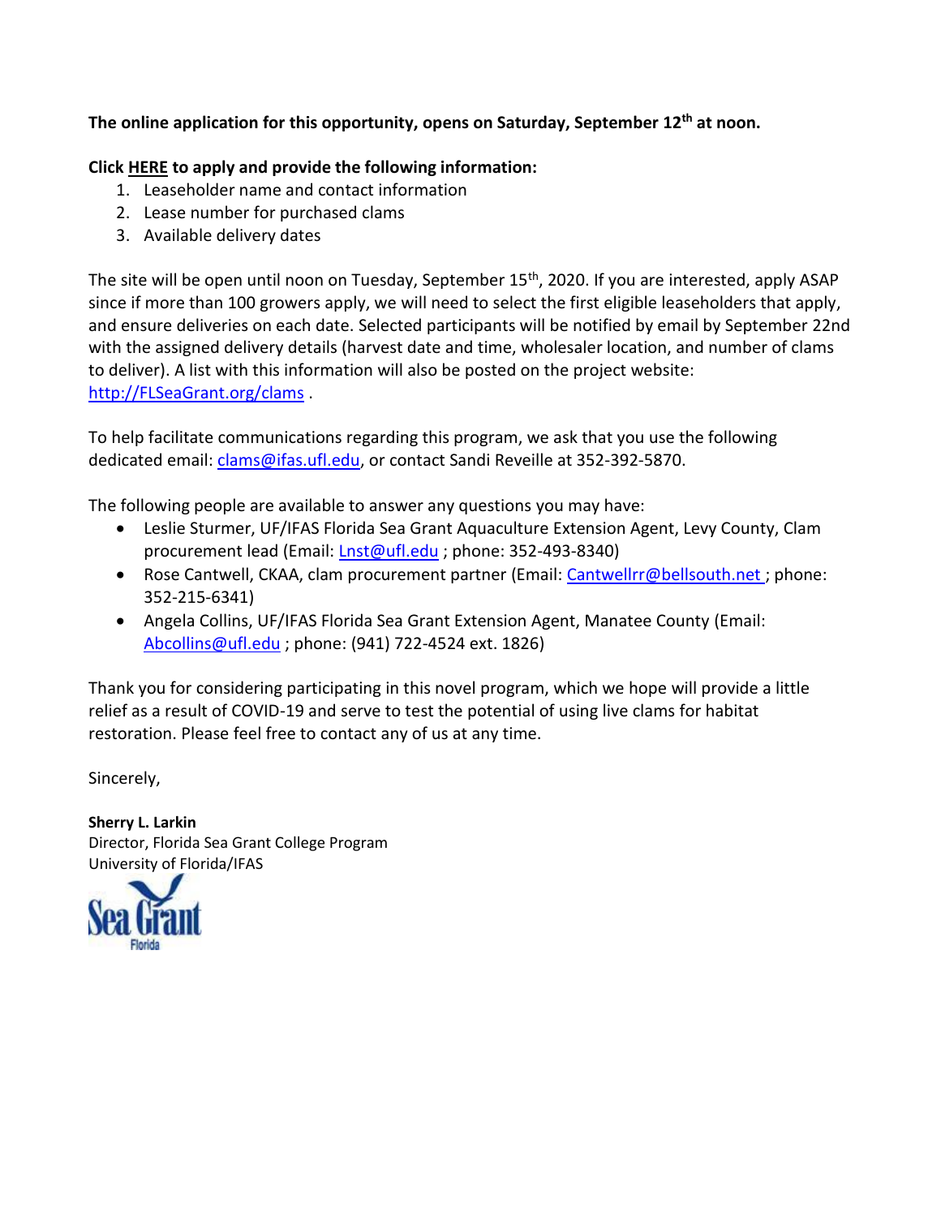**The online application for this opportunity, opens on Saturday, September 12th at noon.**

**Click HERE to apply and provide the following information:**

1. Leaseholder name and contact information
2. Lease number for purchased clams
3. Available delivery dates

The site will be open until noon on Tuesday, September 15th, 2020. If you are interested, apply ASAP since if more than 100 growers apply, we will need to select the first eligible leaseholders that apply, and ensure deliveries on each date. Selected participants will be notified by email by September 22nd with the assigned delivery details (harvest date and time, wholesaler location, and number of clams to deliver). A list with this information will also be posted on the project website: http://FLSeaGrant.org/clams .

To help facilitate communications regarding this program, we ask that you use the following dedicated email: clams@ifas.ufl.edu, or contact Sandi Reveille at 352-392-5870.

The following people are available to answer any questions you may have:

- Leslie Sturmer, UF/IFAS Florida Sea Grant Aquaculture Extension Agent, Levy County, Clam procurement lead (Email: Lnst@ufl.edu ; phone: 352-493-8340)
- Rose Cantwell, CKAA, clam procurement partner (Email: Cantwellrr@bellsouth.net ; phone: 352-215-6341)
- Angela Collins, UF/IFAS Florida Sea Grant Extension Agent, Manatee County (Email: Abcollins@ufl.edu ; phone: (941) 722-4524 ext. 1826)

Thank you for considering participating in this novel program, which we hope will provide a little relief as a result of COVID-19 and serve to test the potential of using live clams for habitat restoration. Please feel free to contact any of us at any time.

Sincerely,

**Sherry L. Larkin**
Director, Florida Sea Grant College Program
University of Florida/IFAS

Sea Grant
Florida